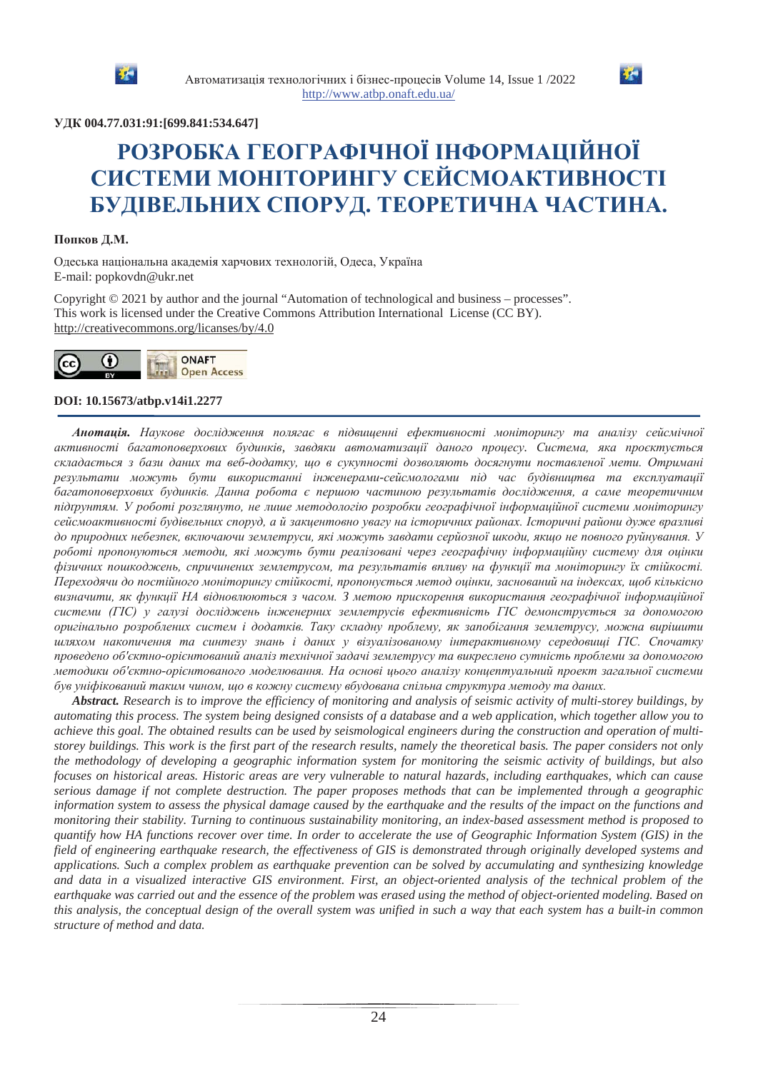**УДК 004.77.031:91:[699.841:534.647]**

# РОЗРОБКА ГЕОГРАФІЧНОЇ ІНФОРМАЦІЙНОЇ СИСТЕМИ МОНІТОРИНГУ СЕЙСМОАКТИВНОСТІ БУДІВЕЛЬНИХ СПОРУД. ТЕОРЕТИЧНА ЧАСТИНА.

**Попков Д.М.**

Одеська національна академія харчових технологій, Одеса, Україна
E-mail: popkovdn@ukr.net

Copyright © 2021 by author and the journal "Automation of technological and business – processes".
This work is licensed under the Creative Commons Attribution International License (CC BY).
http://creativecommons.org/licanses/by/4.0

**DOI: 10.15673/atbp.v14i1.2277**

***Анотація.*** *Наукове дослідження полягає в підвищенні ефективності моніторингу та аналізу сейсмічної активності багатоповерхових будинків, завдяки автоматизації даного процесу. Система, яка проєктується складається з бази даних та веб-додатку, що в сукупності дозволяють досягнути поставленої мети. Отримані результати можуть бути використанні інженерами-сейсмологами під час будівництва та експлуатації багатоповерхових будинків. Данна робота є першою частиною результатів дослідження, а саме теоретичним підґрунтям. У роботі розглянуто, не лише методологію розробки географічної інформаційної системи моніторингу сейсмоактивності будівельних споруд, а й закцентовно увагу на історичних районах. Історичні райони дуже вразливі до природних небезпек, включаючи землетруси, які можуть завдати серйозної шкоди, якщо не повного руйнування. У роботі пропонуються методи, які можуть бути реалізовані через географічну інформаційну систему для оцінки фізичних пошкоджень, спричинених землетрусом, та результатів впливу на функції та моніторингу їх стійкості. Переходячи до постійного моніторингу стійкості, пропонується метод оцінки, заснований на індексах, щоб кількісно визначити, як функції НА відновлюються з часом. З метою прискорення використання географічної інформаційної системи (ГІС) у галузі досліджень інженерних землетрусів ефективність ГІС демонструється за допомогою оригінально розроблених систем і додатків. Таку складну проблему, як запобігання землетрусу, можна вирішити шляхом накопичення та синтезу знань і даних у візуалізованому інтерактивному середовищі ГІС. Спочатку проведено об'єктно-орієнтований аналіз технічної задачі землетрусу та викреслено сутність проблеми за допомогою методики об'єктно-орієнтованого моделювання. На основі цього аналізу концептуальний проект загальної системи був уніфікований таким чином, що в кожну систему вбудована спільна структура методу та даних.*

***Abstract.*** *Research is to improve the efficiency of monitoring and analysis of seismic activity of multi-storey buildings, by automating this process. The system being designed consists of a database and a web application, which together allow you to achieve this goal. The obtained results can be used by seismological engineers during the construction and operation of multi-storey buildings. This work is the first part of the research results, namely the theoretical basis. The paper considers not only the methodology of developing a geographic information system for monitoring the seismic activity of buildings, but also focuses on historical areas. Historic areas are very vulnerable to natural hazards, including earthquakes, which can cause serious damage if not complete destruction. The paper proposes methods that can be implemented through a geographic information system to assess the physical damage caused by the earthquake and the results of the impact on the functions and monitoring their stability. Turning to continuous sustainability monitoring, an index-based assessment method is proposed to quantify how HA functions recover over time. In order to accelerate the use of Geographic Information System (GIS) in the field of engineering earthquake research, the effectiveness of GIS is demonstrated through originally developed systems and applications. Such a complex problem as earthquake prevention can be solved by accumulating and synthesizing knowledge and data in a visualized interactive GIS environment. First, an object-oriented analysis of the technical problem of the earthquake was carried out and the essence of the problem was erased using the method of object-oriented modeling. Based on this analysis, the conceptual design of the overall system was unified in such a way that each system has a built-in common structure of method and data.*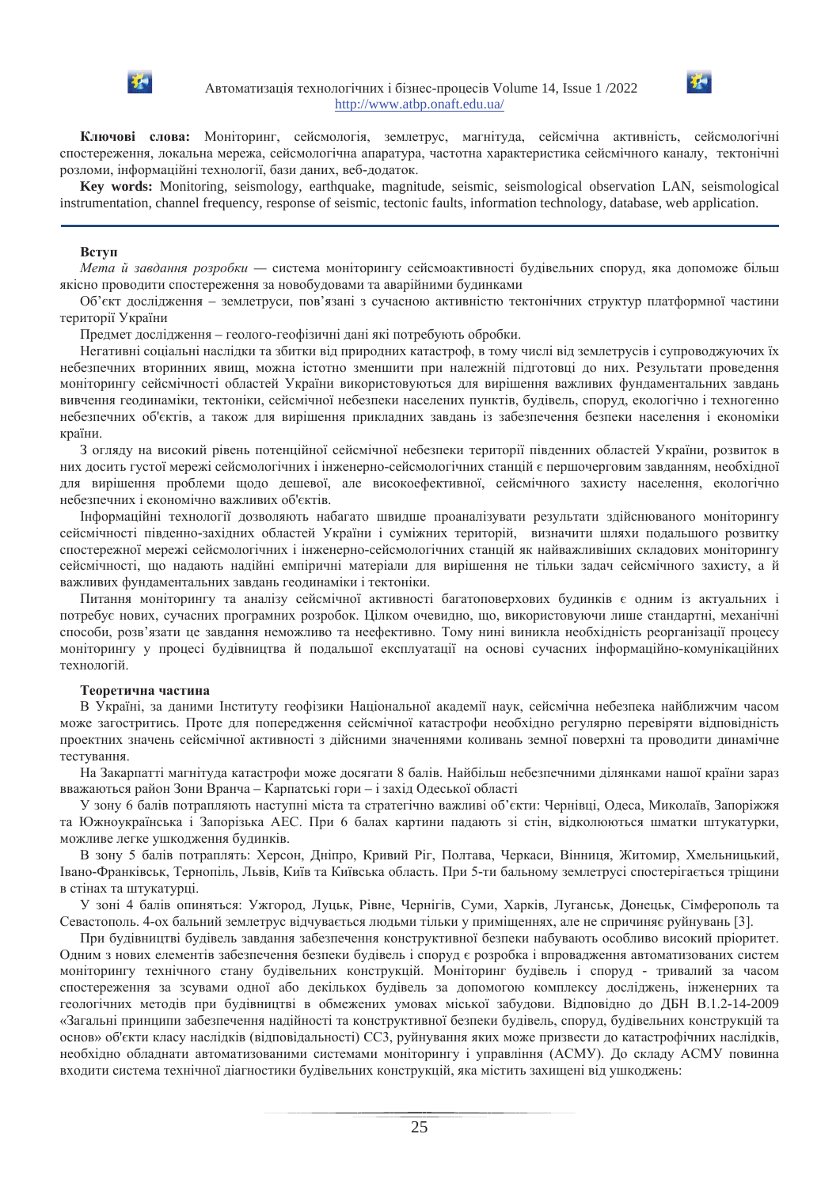**Ключові слова:** Моніторинг, сейсмологія, землетрус, магнітуда, сейсмічна активність, сейсмологічні спостереження, локальна мережа, сейсмологічна апаратура, частотна характеристика сейсмічного каналу, тектонічні розломи, інформаційні технології, бази даних, веб-додаток.

**Key words:** Monitoring, seismology, earthquake, magnitude, seismic, seismological observation LAN, seismological instrumentation, channel frequency, response of seismic, tectonic faults, information technology, database, web application.

---

**Вступ**

*Мета й завдання розробки* — система моніторингу сейсмоактивності будівельних споруд, яка допоможе більш якісно проводити спостереження за новобудовами та аварійними будинками

Об'єкт дослідження – землетруси, пов'язані з сучасною активністю тектонічних структур платформної частини території України

Предмет дослідження – геолого-геофізичні дані які потребують обробки.

Негативні соціальні наслідки та збитки від природних катастроф, в тому числі від землетрусів і супроводжуючих їх небезпечних вторинних явищ, можна істотно зменшити при належній підготовці до них. Результати проведення моніторингу сейсмічності областей України використовуються для вирішення важливих фундаментальних завдань вивчення геодинаміки, тектоніки, сейсмічної небезпеки населених пунктів, будівель, споруд, екологічно і техногенно небезпечних об'єктів, а також для вирішення прикладних завдань із забезпечення безпеки населення і економіки країни.

З огляду на високий рівень потенційної сейсмічної небезпеки території південних областей України, розвиток в них досить густої мережі сейсмологічних і інженерно-сейсмологічних станцій є першочерговим завданням, необхідної для вирішення проблеми щодо дешевої, але високоефективної, сейсмічного захисту населення, екологічно небезпечних і економічно важливих об'єктів.

Інформаційні технології дозволяють набагато швидше проаналізувати результати здійснюваного моніторингу сейсмічності південно-західних областей України і суміжних територій, визначити шляхи подальшого розвитку спостережної мережі сейсмологічних і інженерно-сейсмологічних станцій як найважливіших складових моніторингу сейсмічності, що надають надійні емпіричні матеріали для вирішення не тільки задач сейсмічного захисту, а й важливих фундаментальних завдань геодинаміки і тектоніки.

Питання моніторингу та аналізу сейсмічної активності багатоповерхових будинків є одним із актуальних і потребує нових, сучасних програмних розробок. Цілком очевидно, що, використовуючи лише стандартні, механічні способи, розв'язати це завдання неможливо та неефективно. Тому нині виникла необхідність реорганізації процесу моніторингу у процесі будівництва й подальшої експлуатації на основі сучасних інформаційно-комунікаційних технологій.

**Теоретична частина**

В Україні, за даними Інституту геофізики Національної академії наук, сейсмічна небезпека найближчим часом може загостритись. Проте для попередження сейсмічної катастрофи необхідно регулярно перевіряти відповідність проектних значень сейсмічної активності з дійсними значеннями коливань земної поверхні та проводити динамічне тестування.

На Закарпатті магнітуда катастрофи може досягати 8 балів. Найбільш небезпечними ділянками нашої країни зараз вважаються район Зони Вранча – Карпатські гори – і захід Одеської області

У зону 6 балів потрапляють наступні міста та стратегічно важливі об'єкти: Чернівці, Одеса, Миколаїв, Запоріжжя та Южноукраїнська і Запорізька АЕС. При 6 балах картини падають зі стін, відколюються шматки штукатурки, можливе легке ушкодження будинків.

В зону 5 балів потраплять: Херсон, Дніпро, Кривий Ріг, Полтава, Черкаси, Вінниця, Житомир, Хмельницький, Івано-Франківськ, Тернопіль, Львів, Київ та Київська область. При 5-ти бальному землетрусі спостерігається тріщини в стінах та штукатурці.

У зоні 4 балів опиняться: Ужгород, Луцьк, Рівне, Чернігів, Суми, Харків, Луганськ, Донецьк, Сімферополь та Севастополь. 4-ох бальний землетрус відчувається людьми тільки у приміщеннях, але не спричиняє руйнувань [3].

При будівництві будівель завдання забезпечення конструктивної безпеки набувають особливо високий пріоритет. Одним з нових елементів забезпечення безпеки будівель і споруд є розробка і впровадження автоматизованих систем моніторингу технічного стану будівельних конструкцій. Моніторинг будівель і споруд - тривалий за часом спостереження за зсувами одної або декількох будівель за допомогою комплексу досліджень, інженерних та геологічних методів при будівництві в обмежених умовах міської забудови. Відповідно до ДБН В.1.2-14-2009 «Загальні принципи забезпечення надійності та конструктивної безпеки будівель, споруд, будівельних конструкцій та основ» об'єкти класу наслідків (відповідальності) СС3, руйнування яких може призвести до катастрофічних наслідків, необхідно обладнати автоматизованими системами моніторингу і управління (АСМУ). До складу АСМУ повинна входити система технічної діагностики будівельних конструкцій, яка містить захищені від ушкоджень: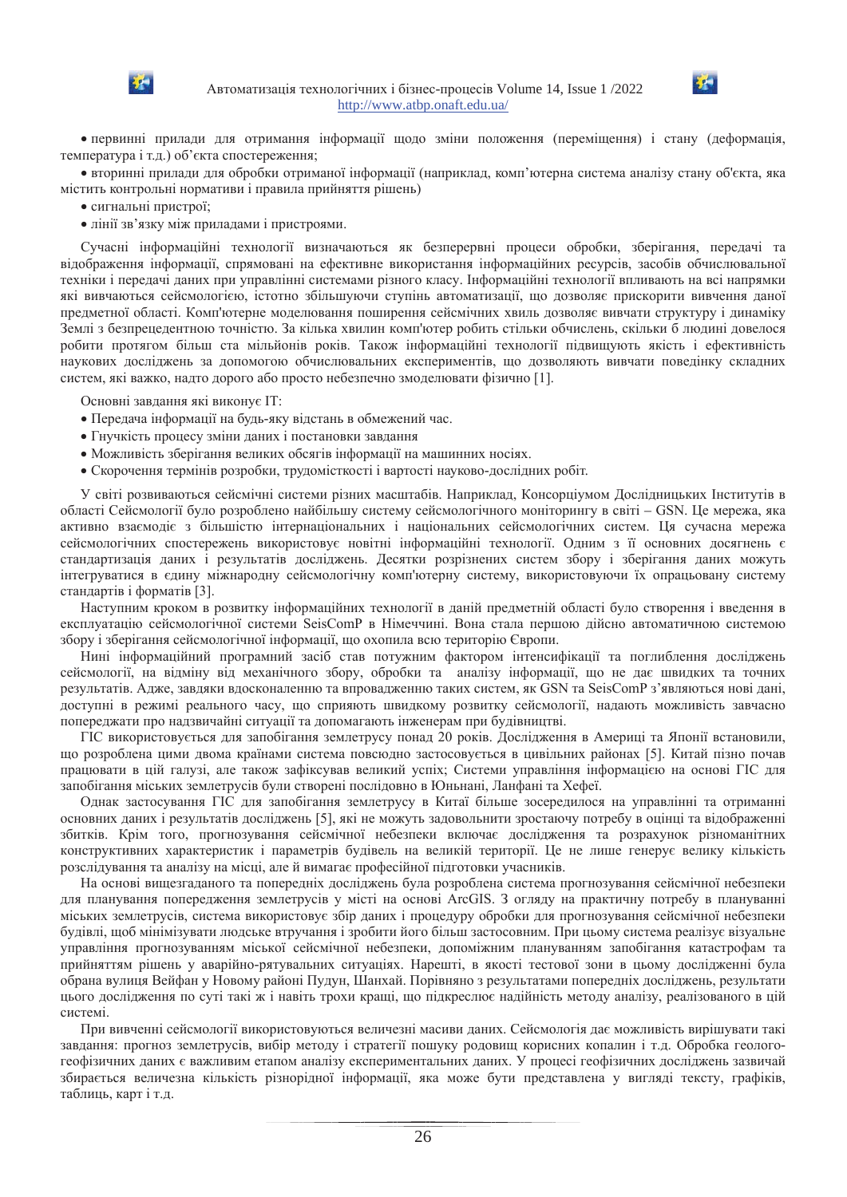- первинні прилади для отримання інформації щодо зміни положення (переміщення) і стану (деформація, температура і т.д.) об'єкта спостереження;
- вторинні прилади для обробки отриманої інформації (наприклад, комп'ютерна система аналізу стану об'єкта, яка містить контрольні нормативи і правила прийняття рішень)
- сигнальні пристрої;
- лінії зв'язку між приладами і пристроями.

Сучасні інформаційні технології визначаються як безперервні процеси обробки, зберігання, передачі та відображення інформації, спрямовані на ефективне використання інформаційних ресурсів, засобів обчислювальної техніки і передачі даних при управлінні системами різного класу. Інформаційні технології впливають на всі напрямки які вивчаються сейсмологією, істотно збільшуючи ступінь автоматизації, що дозволяє прискорити вивчення даної предметної області. Комп'ютерне моделювання поширення сейсмічних хвиль дозволяє вивчати структуру і динаміку Землі з безпрецедентною точністю. За кілька хвилин комп'ютер робить стільки обчислень, скільки б людині довелося робити протягом більш ста мільйонів років. Також інформаційні технології підвищують якість і ефективність наукових досліджень за допомогою обчислювальних експериментів, що дозволяють вивчати поведінку складних систем, які важко, надто дорого або просто небезпечно змоделювати фізично [1].

Основні завдання які виконує ІТ:

- Передача інформації на будь-яку відстань в обмежений час.
- Гнучкість процесу зміни даних і постановки завдання
- Можливість зберігання великих обсягів інформації на машинних носіях.
- Скорочення термінів розробки, трудомісткості і вартості науково-дослідних робіт.

У світі розвиваються сейсмічні системи різних масштабів. Наприклад, Консорціумом Дослідницьких Інститутів в області Сейсмології було розроблено найбільшу систему сейсмологічного моніторингу в світі – GSN. Це мережа, яка активно взаємодіє з більшістю інтернаціональних і національних сейсмологічних систем. Ця сучасна мережа сейсмологічних спостережень використовує новітні інформаційні технології. Одним з її основних досягнень є стандартизація даних і результатів досліджень. Десятки розрізнених систем збору і зберігання даних можуть інтегруватися в єдину міжнародну сейсмологічну комп'ютерну систему, використовуючи їх опрацьовану систему стандартів і форматів [3].

Наступним кроком в розвитку інформаційних технологій в даній предметній області було створення і введення в експлуатацію сейсмологічної системи SeisComP в Німеччині. Вона стала першою дійсно автоматичною системою збору і зберігання сейсмологічної інформації, що охопила всю територію Європи.

Нині інформаційний програмний засіб став потужним фактором інтенсифікації та поглиблення досліджень сейсмології, на відміну від механічного збору, обробки та аналізу інформації, що не дає швидких та точних результатів. Адже, завдяки вдосконаленню та впровадженню таких систем, як GSN та SeisComP з'являються нові дані, доступні в режимі реального часу, що сприяють швидкому розвитку сейсмології, надають можливість завчасно попереджати про надзвичайні ситуації та допомагають інженерам при будівництві.

ГІС використовується для запобігання землетрусу понад 20 років. Дослідження в Америці та Японії встановили, що розроблена цими двома країнами система повсюдно застосовується в цивільних районах [5]. Китай пізно почав працювати в цій галузі, але також зафіксував великий успіх; Системи управління інформацією на основі ГІС для запобігання міських землетрусів були створені послідовно в Юньнані, Ланфані та Хефеї.

Однак застосування ГІС для запобігання землетрусу в Китаї більше зосередилося на управлінні та отриманні основних даних і результатів досліджень [5], які не можуть задовольнити зростаючу потребу в оцінці та відображенні збитків. Крім того, прогнозування сейсмічної небезпеки включає дослідження та розрахунок різноманітних конструктивних характеристик і параметрів будівель на великій території. Це не лише генерує велику кількість розслідування та аналізу на місці, але й вимагає професійної підготовки учасників.

На основі вищезгаданого та попередніх досліджень була розроблена система прогнозування сейсмічної небезпеки для планування попередження землетрусів у місті на основі ArcGIS. З огляду на практичну потребу в плануванні міських землетрусів, система використовує збір даних і процедуру обробки для прогнозування сейсмічної небезпеки будівлі, щоб мінімізувати людське втручання і зробити його більш застосовним. При цьому система реалізує візуальне управління прогнозуванням міської сейсмічної небезпеки, допоміжним плануванням запобігання катастрофам та прийняттям рішень у аварійно-рятувальних ситуаціях. Нарешті, в якості тестової зони в цьому дослідженні була обрана вулиця Вейфан у Новому районі Пудун, Шанхай. Порівняно з результатами попередніх досліджень, результати цього дослідження по суті такі ж і навіть трохи кращі, що підкреслює надійність методу аналізу, реалізованого в цій системі.

При вивченні сейсмології використовуються величезні масиви даних. Сейсмологія дає можливість вирішувати такі завдання: прогноз землетрусів, вибір методу і стратегії пошуку родовищ корисних копалин і т.д. Обробка геолого-геофізичних даних є важливим етапом аналізу експериментальних даних. У процесі геофізичних досліджень зазвичай збирається величезна кількість різнорідної інформації, яка може бути представлена у вигляді тексту, графіків, таблиць, карт і т.д.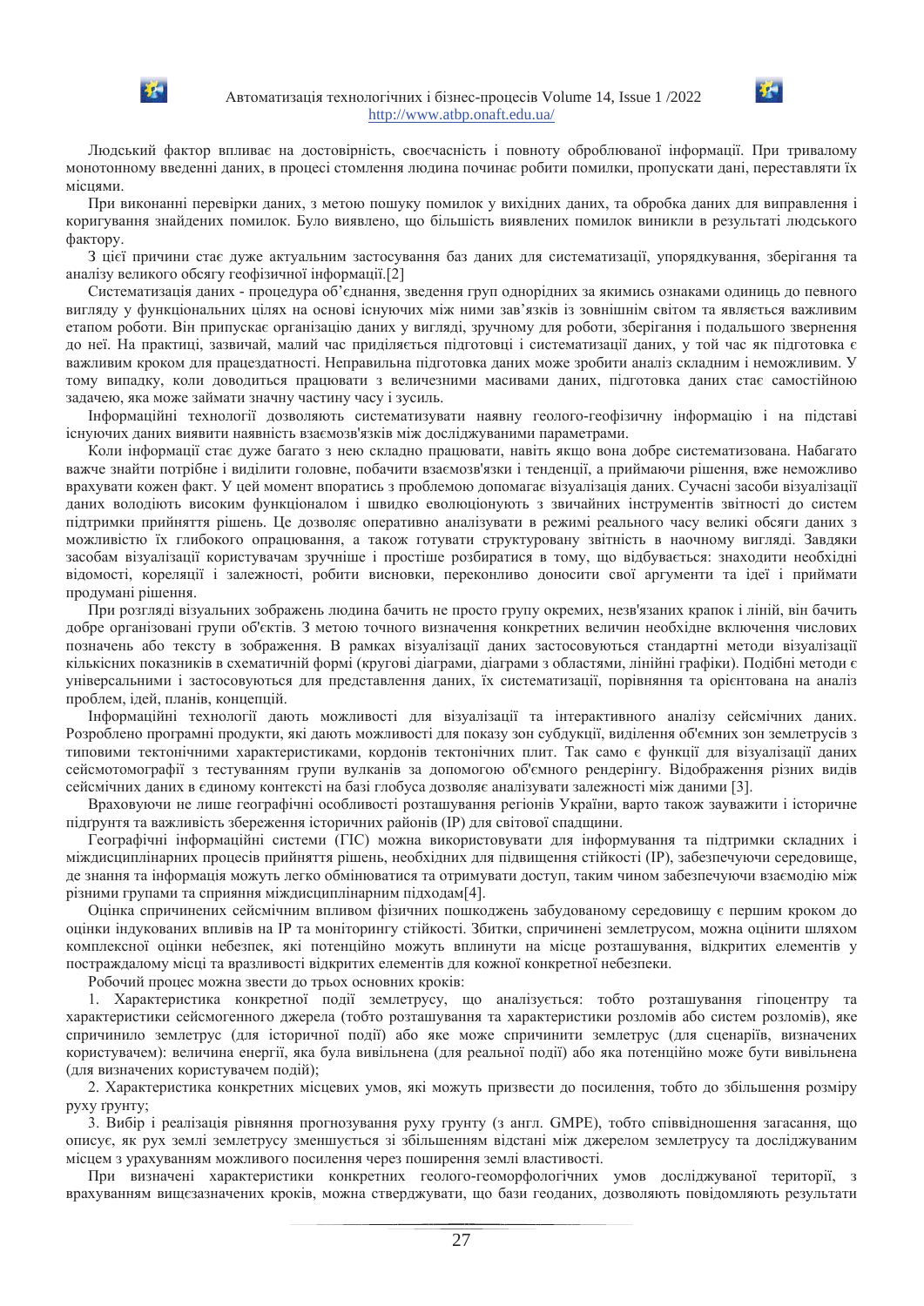Людський фактор впливає на достовірність, своєчасність і повноту оброблюваної інформації. При тривалому монотонному введенні даних, в процесі стомлення людина починає робити помилки, пропускати дані, переставляти їх місцями.

При виконанні перевірки даних, з метою пошуку помилок у вихідних даних, та обробка даних для виправлення і коригування знайдених помилок. Було виявлено, що більшість виявлених помилок виникли в результаті людського фактору.

З цієї причини стає дуже актуальним застосування баз даних для систематизації, упорядкування, зберігання та аналізу великого обсягу геофізичної інформації.[2]

Систематизація даних - процедура об'єднання, зведення груп однорідних за якимись ознаками одиниць до певного вигляду у функціональних цілях на основі існуючих між ними зав'язків із зовнішнім світом та являється важливим етапом роботи. Він припускає організацію даних у вигляді, зручному для роботи, зберігання і подальшого звернення до неї. На практиці, зазвичай, малий час приділяється підготовці і систематизації даних, у той час як підготовка є важливим кроком для працездатності. Неправильна підготовка даних може зробити аналіз складним і неможливим. У тому випадку, коли доводиться працювати з величезними масивами даних, підготовка даних стає самостійною задачею, яка може займати значну частину часу і зусиль.

Інформаційні технології дозволяють систематизувати наявну геолого-геофізичну інформацію і на підставі існуючих даних виявити наявність взаємозв'язків між досліджуваними параметрами.

Коли інформації стає дуже багато з нею складно працювати, навіть якщо вона добре систематизована. Набагато важче знайти потрібне і виділити головне, побачити взаємозв'язки і тенденції, а приймаючи рішення, вже неможливо врахувати кожен факт. У цей момент впоратись з проблемою допомагає візуалізація даних. Сучасні засоби візуалізації даних володіють високим функціоналом і швидко еволюціонують з звичайних інструментів звітності до систем підтримки прийняття рішень. Це дозволяє оперативно аналізувати в режимі реального часу великі обсяги даних з можливістю їх глибокого опрацювання, а також готувати структуровану звітність в наочному вигляді. Завдяки засобам візуалізації користувачам зручніше і простіше розбиратися в тому, що відбувається: знаходити необхідні відомості, кореляції і залежності, робити висновки, переконливо доносити свої аргументи та ідеї і приймати продумані рішення.

При розгляді візуальних зображень людина бачить не просто групу окремих, незв'язаних крапок і ліній, він бачить добре організовані групи об'єктів. З метою точного визначення конкретних величин необхідне включення числових позначень або тексту в зображення. В рамках візуалізації даних застосовуються стандартні методи візуалізації кількісних показників в схематичній формі (кругові діаграми, діаграми з областями, лінійні графіки). Подібні методи є універсальними і застосовуються для представлення даних, їх систематизації, порівняння та орієнтована на аналіз проблем, ідей, планів, концепцій.

Інформаційні технології дають можливості для візуалізації та інтерактивного аналізу сейсмічних даних. Розроблено програмні продукти, які дають можливості для показу зон субдукції, виділення об'ємних зон землетрусів з типовими тектонічними характеристиками, кордонів тектонічних плит. Так само є функції для візуалізації даних сейсмотомографії з тестуванням групи вулканів за допомогою об'ємного рендерінгу. Відображення різних видів сейсмічних даних в єдиному контексті на базі глобуса дозволяє аналізувати залежності між даними [3].

Враховуючи не лише географічні особливості розташування регіонів України, варто також зауважити і історичне підґрунтя та важливість збереження історичних районів (ІР) для світової спадщини.

Географічні інформаційні системи (ГІС) можна використовувати для інформування та підтримки складних і міждисциплінарних процесів прийняття рішень, необхідних для підвищення стійкості (ІР), забезпечуючи середовище, де знання та інформація можуть легко обмінюватися та отримувати доступ, таким чином забезпечуючи взаємодію між різними групами та сприяння міждисциплінарним підходам[4].

Оцінка спричинених сейсмічним впливом фізичних пошкоджень забудованому середовищу є першим кроком до оцінки індукованих впливів на ІР та моніторингу стійкості. Збитки, спричинені землетрусом, можна оцінити шляхом комплексної оцінки небезпек, які потенційно можуть вплинути на місце розташування, відкритих елементів у постраждалому місці та вразливості відкритих елементів для кожної конкретної небезпеки.

Робочий процес можна звести до трьох основних кроків:

1. Характеристика конкретної події землетрусу, що аналізується: тобто розташування гіпоцентру та характеристики сейсмогенного джерела (тобто розташування та характеристики розломів або систем розломів), яке спричинило землетрус (для історичної події) або яке може спричинити землетрус (для сценаріїв, визначених користувачем): величина енергії, яка була вивільнена (для реальної події) або яка потенційно може бути вивільнена (для визначених користувачем подій);

2. Характеристика конкретних місцевих умов, які можуть призвести до посилення, тобто до збільшення розміру руху ґрунту;

3. Вибір і реалізація рівняння прогнозування руху грунту (з англ. GMPE), тобто співвідношення загасання, що описує, як рух землі землетрусу зменшується зі збільшенням відстані між джерелом землетрусу та досліджуваним місцем з урахуванням можливого посилення через поширення землі властивості.

При визначені характеристики конкретних геолого-геоморфологічних умов досліджуваної території, з врахуванням вищезазначених кроків, можна стверджувати, що бази геоданих, дозволяють повідомляють результати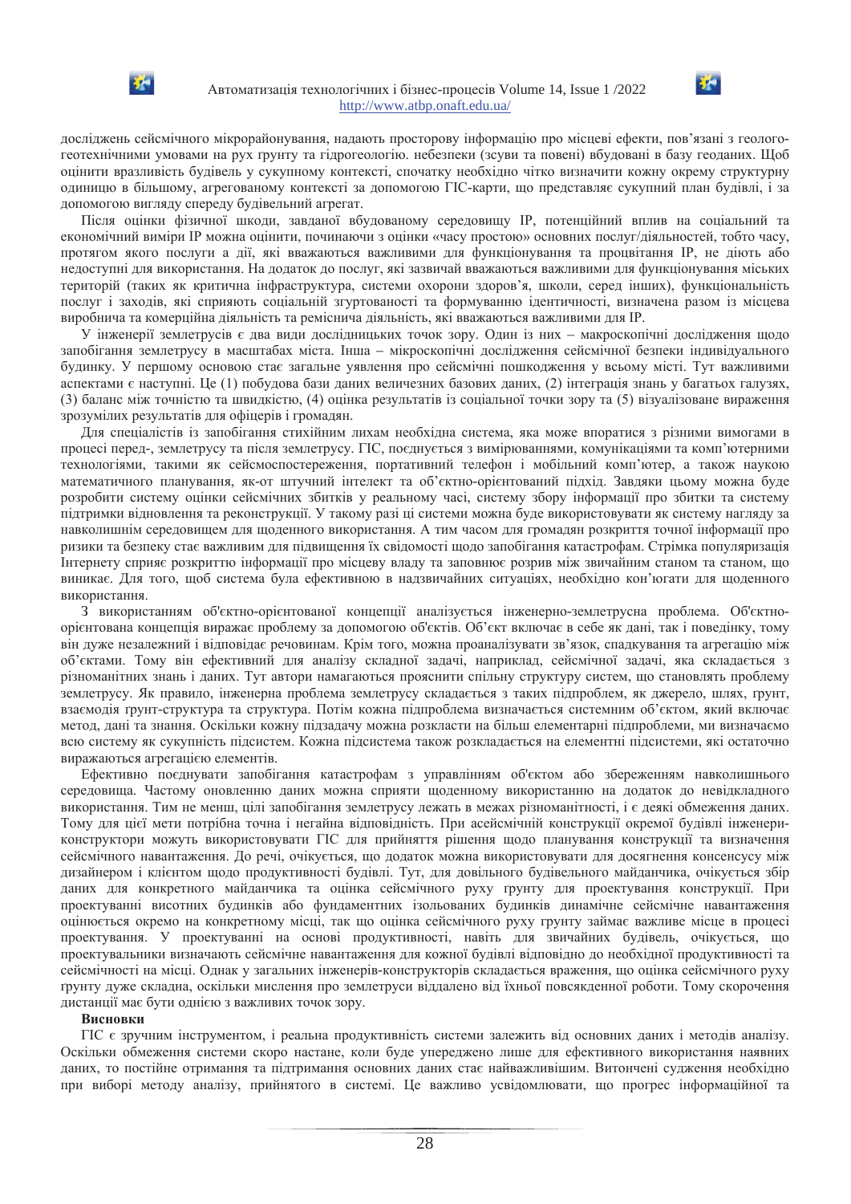досліджень сейсмічного мікрорайонування, надають просторову інформацію про місцеві ефекти, пов'язані з геолого-геотехнічними умовами на рух ґрунту та гідрогеологію. небезпеки (зсуви та повені) вбудовані в базу геоданих. Щоб оцінити вразливість будівель у сукупному контексті, спочатку необхідно чітко визначити кожну окрему структурну одиницю в більшому, агрегованому контексті за допомогою ГІС-карти, що представляє сукупний план будівлі, і за допомогою вигляду спереду будівельний агрегат.

Після оцінки фізичної шкоди, завданої вбудованому середовищу ІР, потенційний вплив на соціальний та економічний виміри ІР можна оцінити, починаючи з оцінки «часу простою» основних послуг/діяльностей, тобто часу, протягом якого послуги а дії, які вважаються важливими для функціонування та процвітання ІР, не діють або недоступні для використання. На додаток до послуг, які зазвичай вважаються важливими для функціонування міських територій (таких як критична інфраструктура, системи охорони здоров'я, школи, серед інших), функціональність послуг і заходів, які сприяють соціальній згуртованості та формуванню ідентичності, визначена разом із місцева виробнича та комерційна діяльність та ремісничa діяльність, які вважаються важливими для ІР.

У інженерії землетрусів є два види дослідницьких точок зору. Один із них – макроскопічні дослідження щодо запобігання землетрусу в масштабах міста. Інша – мікроскопічні дослідження сейсмічної безпеки індивідуального будинку. У першому основою стає загальне уявлення про сейсмічні пошкодження у всьому місті. Тут важливими аспектами є наступні. Це (1) побудова бази даних величезних базових даних, (2) інтеграція знань у багатьох галузях, (3) баланс між точністю та швидкістю, (4) оцінка результатів із соціальної точки зору та (5) візуалізоване вираження зрозумілих результатів для офіцерів і громадян.

Для спеціалістів із запобігання стихійним лихам необхідна система, яка може впоратися з різними вимогами в процесі перед-, землетрусу та після землетрусу. ГІС, поєднується з вимірюваннями, комунікаціями та комп'ютерними технологіями, такими як сейсмоспостереження, портативний телефон і мобільний комп'ютер, а також наукою математичного планування, як-от штучний інтелект та об'єктно-орієнтований підхід. Завдяки цьому можна буде розробити систему оцінки сейсмічних збитків у реальному часі, систему збору інформації про збитки та систему підтримки відновлення та реконструкції. У такому разі ці системи можна буде використовувати як систему нагляду за навколишнім середовищем для щоденного використання. А тим часом для громадян розкриття точної інформації про ризики та безпеку стає важливим для підвищення їх свідомості щодо запобігання катастрофам. Стрімка популяризація Інтернету сприяє розкриттю інформації про місцеву владу та заповнює розрив між звичайним станом та станом, що виникає. Для того, щоб система була ефективною в надзвичайних ситуаціях, необхідно кон'югати для щоденного використання.

З використанням об'єктно-орієнтованої концепції аналізується інженерно-землетрусна проблема. Об'єктно-орієнтована концепція виражає проблему за допомогою об'єктів. Об'єкт включає в себе як дані, так і поведінку, тому він дуже незалежний і відповідає речовинам. Крім того, можна проаналізувати зв'язок, спадкування та агрегацію між об'єктами. Тому він ефективний для аналізу складної задачі, наприклад, сейсмічної задачі, яка складається з різноманітних знань і даних. Тут автори намагаються пояснити спільну структуру систем, що становлять проблему землетрусу. Як правило, інженерна проблема землетрусу складається з таких підпроблем, як джерело, шлях, ґрунт, взаємодія ґрунт-структура та структура. Потім кожна підпроблема визначається системним об'єктом, який включає метод, дані та знання. Оскільки кожну підзадачу можна розкласти на більш елементарні підпроблеми, ми визначаємо всю систему як сукупність підсистем. Кожна підсистема також розкладається на елементні підсистеми, які остаточно виражаються агрегацією елементів.

Ефективно поєднувати запобігання катастрофам з управлінням об'єктом або збереженням навколишнього середовища. Частому оновленню даних можна сприяти щоденному використанню на додаток до невідкладного використання. Тим не менш, цілі запобігання землетрусу лежать в межах різноманітності, і є деякі обмеження даних. Тому для цієї мети потрібна точна і негайна відповідність. При асейсмічній конструкції окремої будівлі інженери-конструктори можуть використовувати ГІС для прийняття рішення щодо планування конструкції та визначення сейсмічного навантаження. До речі, очікується, що додаток можна використовувати для досягнення консенсусу між дизайнером і клієнтом щодо продуктивності будівлі. Тут, для довільного будівельного майданчика, очікується збір даних для конкретного майданчика та оцінка сейсмічного руху ґрунту для проектування конструкції. При проектуванні висотних будинків або фундаментних ізольованих будинків динамічне сейсмічне навантаження оцінюється окремо на конкретному місці, так що оцінка сейсмічного руху ґрунту займає важливе місце в процесі проектування. У проектуванні на основі продуктивності, навіть для звичайних будівель, очікується, що проектувальники визначають сейсмічне навантаження для кожної будівлі відповідно до необхідної продуктивності та сейсмічності на місці. Однак у загальних інженерів-конструкторів складається враження, що оцінка сейсмічного руху ґрунту дуже складна, оскільки мислення про землетруси віддалено від їхньої повсякденної роботи. Тому скорочення дистанції має бути однією з важливих точок зору.

**Висновки**

ГІС є зручним інструментом, і реальна продуктивність системи залежить від основних даних і методів аналізу. Оскільки обмеження системи скоро настане, коли буде упереджено лише для ефективного використання наявних даних, то постійне отримання та підтримання основних даних стає найважливішим. Витончені судження необхідно при виборі методу аналізу, прийнятого в системі. Це важливо усвідомлювати, що прогрес інформаційної та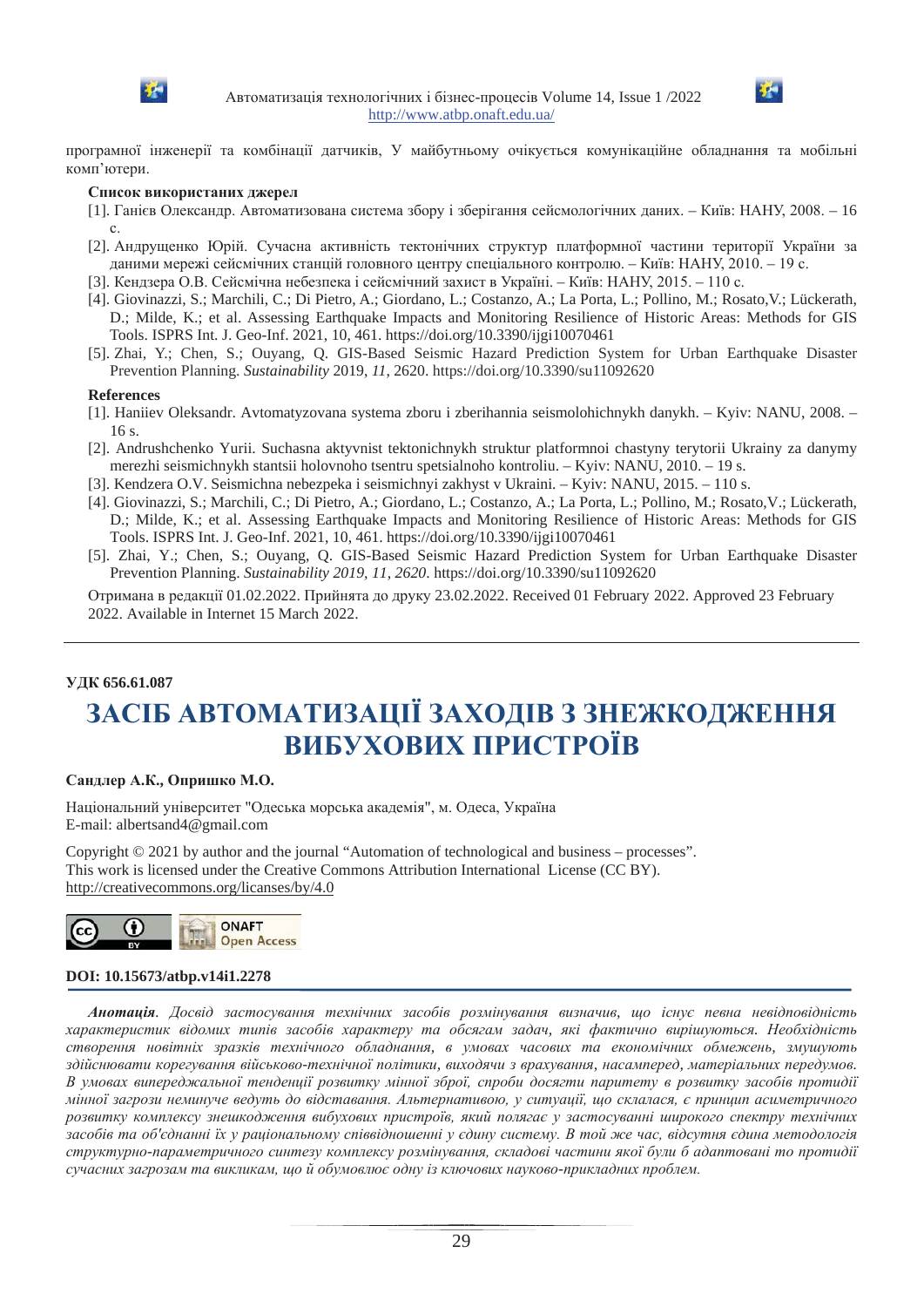програмної інженерії та комбінації датчиків, У майбутньому очікується комунікаційне обладнання та мобільні комп'ютери.

**Список використаних джерел**

[1]. Ганієв Олександр. Автоматизована система збору і зберігання сейсмологічних даних. – Київ: НАНУ, 2008. – 16 с.

[2]. Андрущенко Юрій. Сучасна активність тектонічних структур платформної частини території України за даними мережі сейсмічних станцій головного центру спеціального контролю. – Київ: НАНУ, 2010. – 19 с.

[3]. Кендзера О.В. Сейсмічна небезпека і сейсмічний захист в Україні. – Київ: НАНУ, 2015. – 110 с.

[4]. Giovinazzi, S.; Marchili, C.; Di Pietro, A.; Giordano, L.; Costanzo, A.; La Porta, L.; Pollino, M.; Rosato,V.; Lückerath, D.; Milde, K.; et al. Assessing Earthquake Impacts and Monitoring Resilience of Historic Areas: Methods for GIS Tools. ISPRS Int. J. Geo-Inf. 2021, 10, 461. https://doi.org/10.3390/ijgi10070461

[5]. Zhai, Y.; Chen, S.; Ouyang, Q. GIS-Based Seismic Hazard Prediction System for Urban Earthquake Disaster Prevention Planning. *Sustainability* 2019, *11*, 2620. https://doi.org/10.3390/su11092620

**References**

[1]. Haniiev Oleksandr. Avtomatyzovana systema zboru i zberihannia seismolohichnykh danykh. – Kyiv: NANU, 2008. – 16 s.

[2]. Andrushchenko Yurii. Suchasna aktyvnist tektonichnykh struktur platformnoi chastyny terytorii Ukrainy za danymy merezhi seismichnykh stantsii holovnoho tsentru spetsialnoho kontroliu. – Kyiv: NANU, 2010. – 19 s.

[3]. Kendzera O.V. Seismichna nebezpeka i seismichnyi zakhyst v Ukraini. – Kyiv: NANU, 2015. – 110 s.

[4]. Giovinazzi, S.; Marchili, C.; Di Pietro, A.; Giordano, L.; Costanzo, A.; La Porta, L.; Pollino, M.; Rosato,V.; Lückerath, D.; Milde, K.; et al. Assessing Earthquake Impacts and Monitoring Resilience of Historic Areas: Methods for GIS Tools. ISPRS Int. J. Geo-Inf. 2021, 10, 461. https://doi.org/10.3390/ijgi10070461

[5]. Zhai, Y.; Chen, S.; Ouyang, Q. GIS-Based Seismic Hazard Prediction System for Urban Earthquake Disaster Prevention Planning. *Sustainability 2019, 11, 2620*. https://doi.org/10.3390/su11092620

Отримана в редакції 01.02.2022. Прийнята до друку 23.02.2022. Received 01 February 2022. Approved 23 February 2022. Available in Internet 15 March 2022.

---

**УДК 656.61.087**

# ЗАСІБ АВТОМАТИЗАЦІЇ ЗАХОДІВ З ЗНЕЖКОДЖЕННЯ ВИБУХОВИХ ПРИСТРОЇВ

**Сандлер А.К., Опришко М.О.**

Національний університет "Одеська морська академія", м. Одеса, Україна
E-mail: albertsand4@gmail.com

Copyright © 2021 by author and the journal "Automation of technological and business – processes".
This work is licensed under the Creative Commons Attribution International License (CC BY).
http://creativecommons.org/licanses/by/4.0

ONAFT Open Access

**DOI: 10.15673/atbp.v14i1.2278**

***Анотація**. Досвід застосування технічних засобів розмінування визначив, що існує певна невідповідність характеристик відомих типів засобів характеру та обсягам задач, які фактично вирішуються. Необхідність створення новітніх зразків технічного обладнання, в умовах часових та економічних обмежень, змушують здійснювати корегування військово-технічної політики, виходячи з врахування, насамперед, матеріальних передумов. В умовах випереджальної тенденції розвитку мінної зброї, спроби досягти паритету в розвитку засобів протидії мінної загрози неминуче ведуть до відставання. Альтернативою, у ситуації, що склалася, є принцип асиметричного розвитку комплексу знешкодження вибухових пристроїв, який полягає у застосуванні широкого спектру технічних засобів та об'єднанні їх у раціональному співвідношенні у єдину систему. В той же час, відсутня єдина методологія структурно-параметричного синтезу комплексу розмінування, складові частини якої були б адаптовані то протидії сучасних загрозам та викликам, що й обумовлює одну із ключових науково-прикладних проблем.*